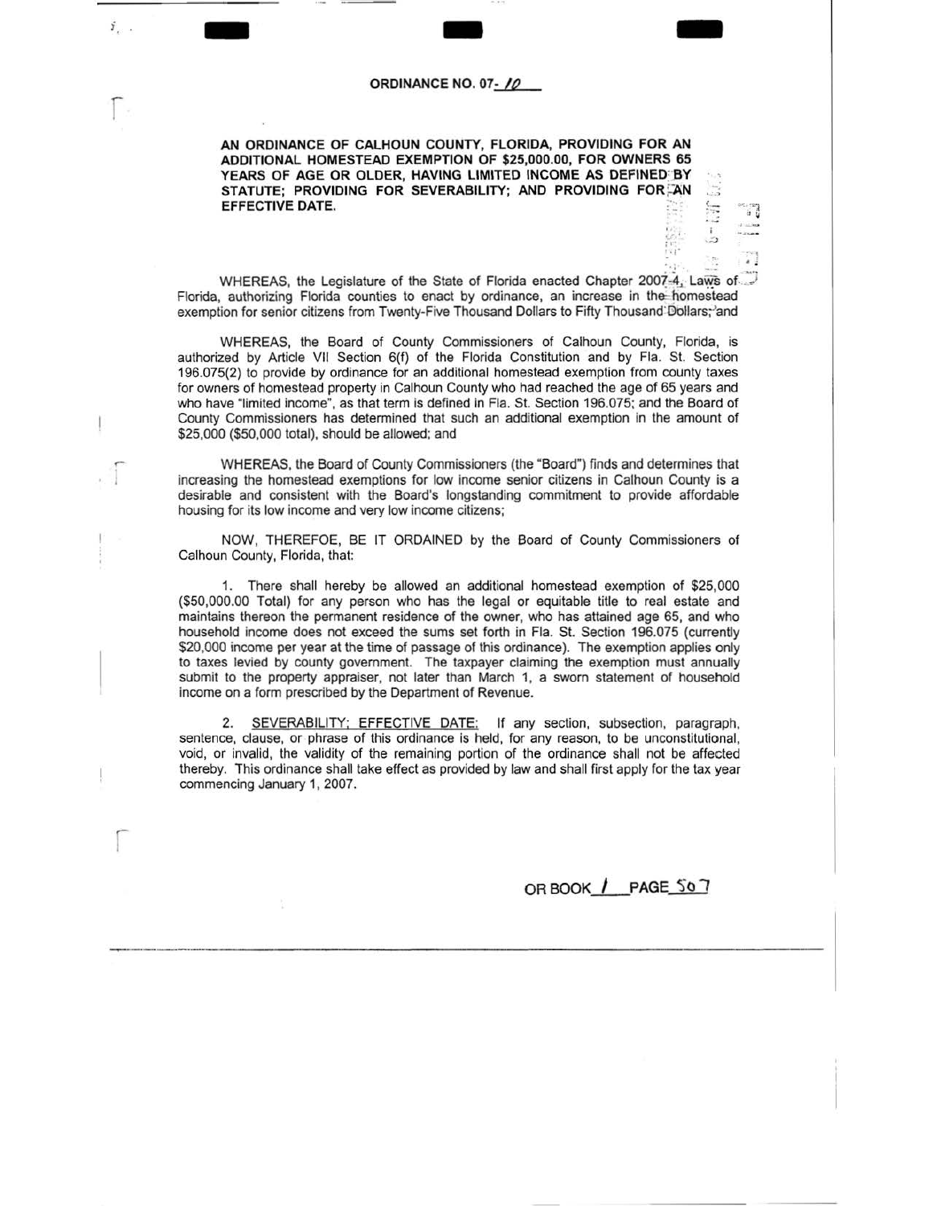**ORDINANCE NO. 07- 10**

**AN ORDINANCE OF CALHOUN COUNTY, FLORIDA, PROVIDING FOR AN ADDITIONAL HOMESTEAD EXEMPTION OF $25,000.00, FOR OWNERS 65 YEARS OF AGE OR OLDER, HAVING LIMITED INCOME AS DEFINED BY STATUTE; PROVIDING FOR SEVERABILITY; AND PROVIDING FOR AN EFFECTIVE DATE.**

WHEREAS, the Legislature of the State of Florida enacted Chapter 2007-4, Laws of Florida, authorizing Florida counties to enact by ordinance, an increase in the homestead exemption for senior citizens from Twenty-Five Thousand Dollars to Fifty Thousand Dollars; and

WHEREAS, the Board of County Commissioners of Calhoun County, Florida, is authorized by Article VII Section 6(f) of the Florida Constitution and by Fla. St. Section 196.075(2) to provide by ordinance for an additional homestead exemption from county taxes for owners of homestead property in Calhoun County who had reached the age of 65 years and who have "limited income", as that term is defined in Fla. St. Section 196.075; and the Board of County Commissioners has determined that such an additional exemption in the amount of $25,000 ($50,000 total), should be allowed; and

WHEREAS, the Board of County Commissioners (the "Board") finds and determines that increasing the homestead exemptions for low income senior citizens in Calhoun County is a desirable and consistent with the Board's longstanding commitment to provide affordable housing for its low income and very low income citizens;

NOW, THEREFOE, BE IT ORDAINED by the Board of County Commissioners of Calhoun County, Florida, that:

1. There shall hereby be allowed an additional homestead exemption of $25,000 ($50,000.00 Total) for any person who has the legal or equitable title to real estate and maintains thereon the permanent residence of the owner, who has attained age 65, and who household income does not exceed the sums set forth in Fla. St. Section 196.075 (currently $20,000 income per year at the time of passage of this ordinance). The exemption applies only to taxes levied by county government. The taxpayer claiming the exemption must annually submit to the property appraiser, not later than March 1, a sworn statement of household income on a form prescribed by the Department of Revenue.

2. SEVERABILITY; EFFECTIVE DATE: If any section, subsection, paragraph, sentence, clause, or phrase of this ordinance is held, for any reason, to be unconstitutional, void, or invalid, the validity of the remaining portion of the ordinance shall not be affected thereby. This ordinance shall take effect as provided by law and shall first apply for the tax year commencing January 1, 2007.

OR BOOK 1 PAGE 507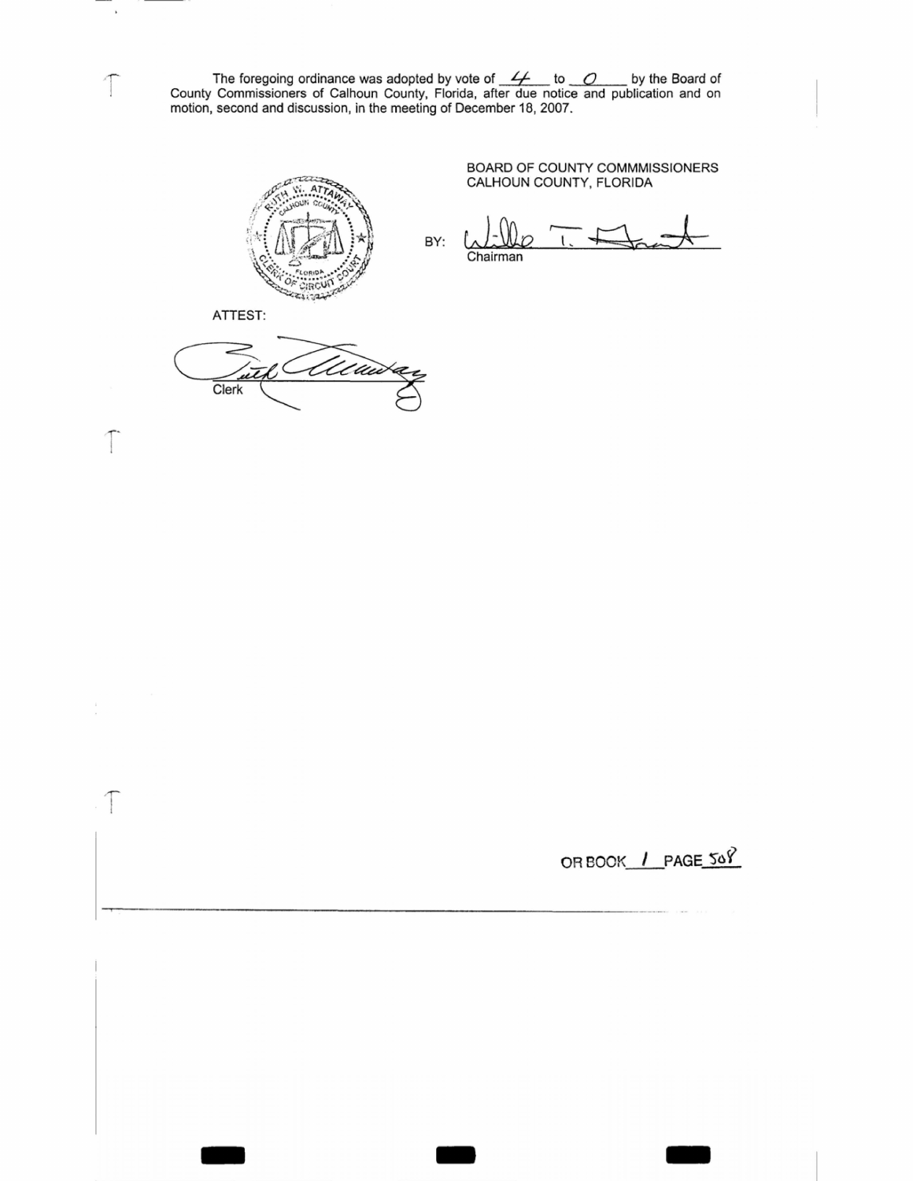The foregoing ordinance was adopted by vote of 4 to 0 by the Board of County Commissioners of Calhoun County, Florida, after due notice and publication and on motion, second and discussion, in the meeting of December 18, 2007.

BOARD OF COUNTY COMMMISSIONERS
CALHOUN COUNTY, FLORIDA

BY: ______________________
Chairman

ATTEST:

______________________
Clerk

OR BOOK 1 PAGE 508